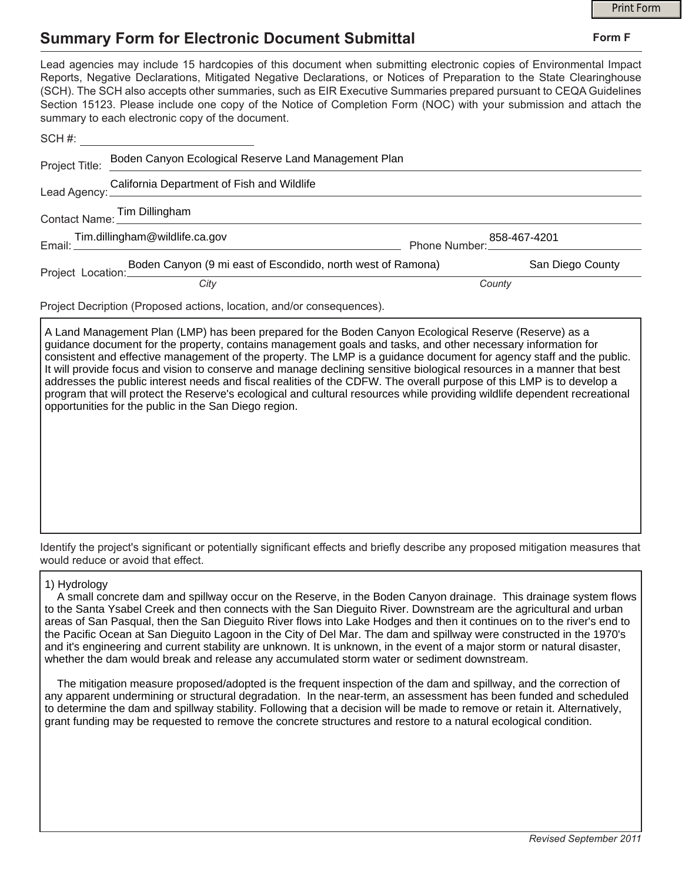# Summary Form for Electronic Document Submittal

**Form F**

Lead agencies may include 15 hardcopies of this document when submitting electronic copies of Environmental Impact Reports, Negative Declarations, Mitigated Negative Declarations, or Notices of Preparation to the State Clearinghouse (SCH). The SCH also accepts other summaries, such as EIR Executive Summaries prepared pursuant to CEQA Guidelines Section 15123. Please include one copy of the Notice of Completion Form (NOC) with your submission and attach the summary to each electronic copy of the document.

SCH #: ____________________

Project Title: Boden Canyon Ecological Reserve Land Management Plan

Lead Agency: California Department of Fish and Wildlife

Contact Name: Tim Dillingham

Email: Tim.dillingham@wildlife.ca.gov    Phone Number: 858-467-4201

Project Location: Boden Canyon (9 mi east of Escondido, north west of Ramona) *(City)*    San Diego County *(County)*

Project Decription (Proposed actions, location, and/or consequences).

A Land Management Plan (LMP) has been prepared for the Boden Canyon Ecological Reserve (Reserve) as a guidance document for the property, contains management goals and tasks, and other necessary information for consistent and effective management of the property. The LMP is a guidance document for agency staff and the public. It will provide focus and vision to conserve and manage declining sensitive biological resources in a manner that best addresses the public interest needs and fiscal realities of the CDFW. The overall purpose of this LMP is to develop a program that will protect the Reserve's ecological and cultural resources while providing wildlife dependent recreational opportunities for the public in the San Diego region.

Identify the project's significant or potentially significant effects and briefly describe any proposed mitigation measures that would reduce or avoid that effect.

1) Hydrology

A small concrete dam and spillway occur on the Reserve, in the Boden Canyon drainage. This drainage system flows to the Santa Ysabel Creek and then connects with the San Dieguito River. Downstream are the agricultural and urban areas of San Pasqual, then the San Dieguito River flows into Lake Hodges and then it continues on to the river's end to the Pacific Ocean at San Dieguito Lagoon in the City of Del Mar. The dam and spillway were constructed in the 1970's and it's engineering and current stability are unknown. It is unknown, in the event of a major storm or natural disaster, whether the dam would break and release any accumulated storm water or sediment downstream.

The mitigation measure proposed/adopted is the frequent inspection of the dam and spillway, and the correction of any apparent undermining or structural degradation. In the near-term, an assessment has been funded and scheduled to determine the dam and spillway stability. Following that a decision will be made to remove or retain it. Alternatively, grant funding may be requested to remove the concrete structures and restore to a natural ecological condition.

*Revised September 2011*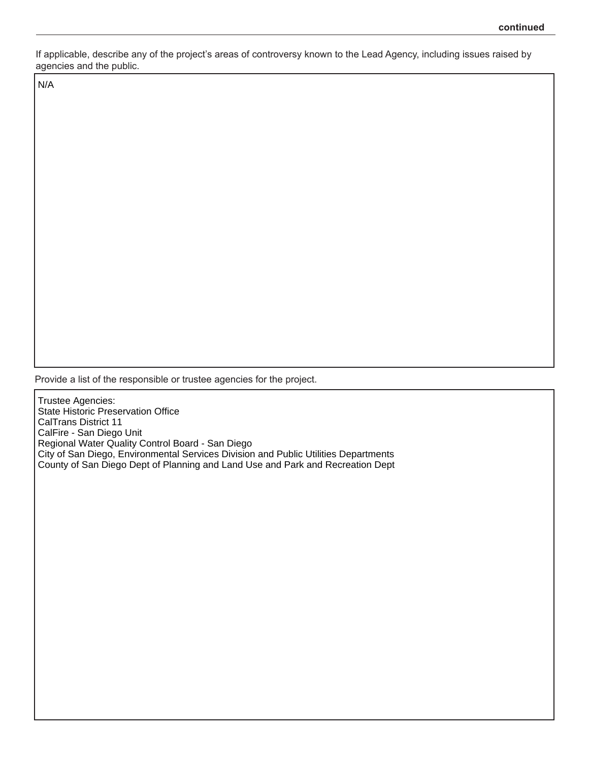If applicable, describe any of the project's areas of controversy known to the Lead Agency, including issues raised by agencies and the public.

N/A

Provide a list of the responsible or trustee agencies for the project.

Trustee Agencies:
State Historic Preservation Office
CalTrans District 11
CalFire - San Diego Unit
Regional Water Quality Control Board - San Diego
City of San Diego, Environmental Services Division and Public Utilities Departments
County of San Diego Dept of Planning and Land Use and Park and Recreation Dept